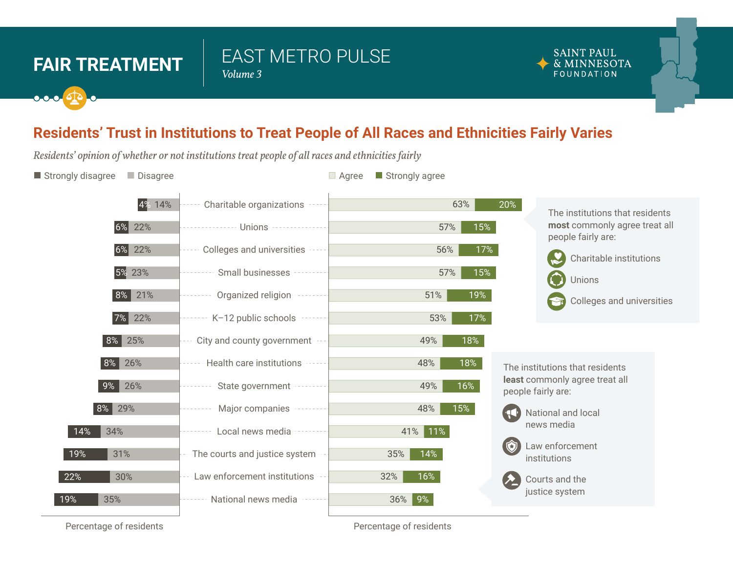# FAIR TREATMENT

EAST METRO PULSE
*Volume 3*

SAINT PAUL & MINNESOTA FOUNDATION

## Residents' Trust in Institutions to Treat People of All Races and Ethnicities Fairly Varies

*Residents' opinion of whether or not institutions treat people of all races and ethnicities fairly*

| Institution | Strongly disagree | Disagree | Agree | Strongly agree |
|---|---|---|---|---|
| Charitable organizations | 4% | 14% | 63% | 20% |
| Unions | 6% | 22% | 57% | 15% |
| Colleges and universities | 6% | 22% | 56% | 17% |
| Small businesses | 5% | 23% | 57% | 15% |
| Organized religion | 8% | 21% | 51% | 19% |
| K–12 public schools | 7% | 22% | 53% | 17% |
| City and county government | 8% | 25% | 49% | 18% |
| Health care institutions | 8% | 26% | 48% | 18% |
| State government | 9% | 26% | 49% | 16% |
| Major companies | 8% | 29% | 48% | 15% |
| Local news media | 14% | 34% | 41% | 11% |
| The courts and justice system | 19% | 31% | 35% | 14% |
| Law enforcement institutions | 22% | 30% | 32% | 16% |
| National news media | 19% | 35% | 36% | 9% |

Percentage of residents

The institutions that residents **most** commonly agree treat all people fairly are:

- Charitable institutions
- Unions
- Colleges and universities

The institutions that residents **least** commonly agree treat all people fairly are:

- National and local news media
- Law enforcement institutions
- Courts and the justice system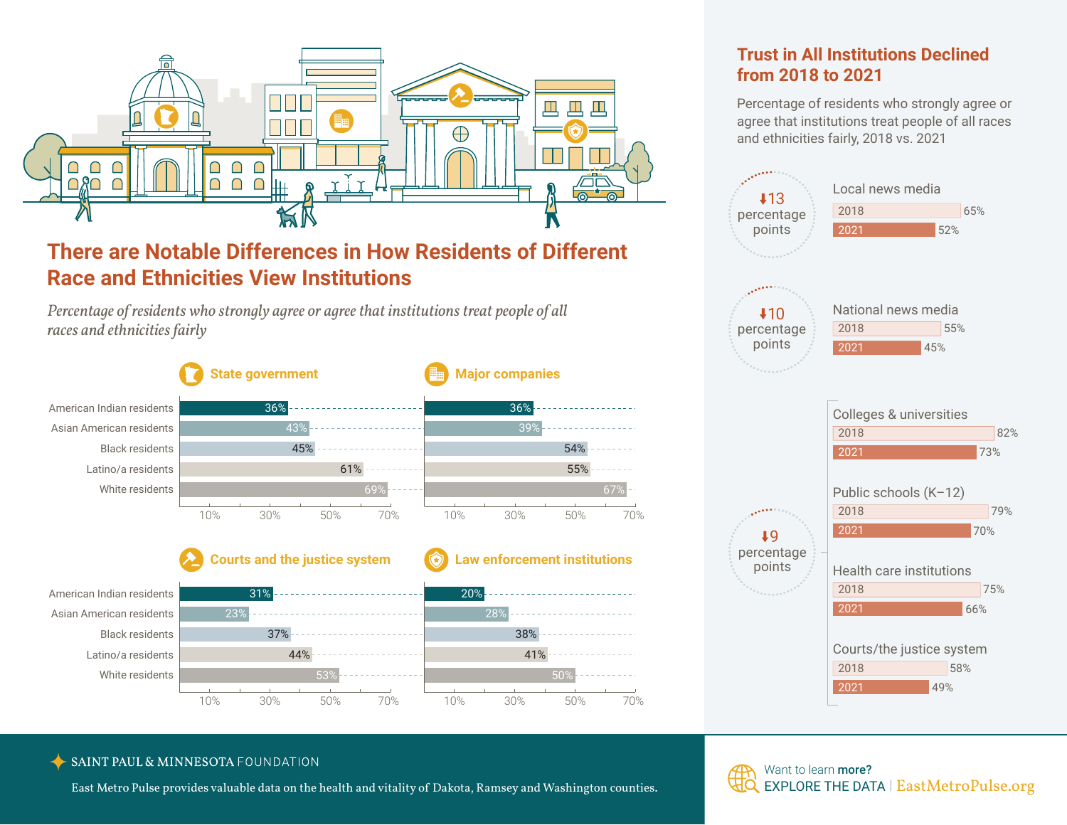## There are Notable Differences in How Residents of Different Race and Ethnicities View Institutions

*Percentage of residents who strongly agree or agree that institutions treat people of all races and ethnicities fairly*

### State government

American Indian residents 36%
Asian American residents 43%
Black residents 45%
Latino/a residents 61%
White residents 69%

10% 30% 50% 70%

### Major companies

36%
39%
54%
55%
67%

10% 30% 50% 70%

### Courts and the justice system

American Indian residents 31%
Asian American residents 23%
Black residents 37%
Latino/a residents 44%
White residents 53%

10% 30% 50% 70%

### Law enforcement institutions

20%
28%
38%
41%
50%

10% 30% 50% 70%

## Trust in All Institutions Declined from 2018 to 2021

Percentage of residents who strongly agree or agree that institutions treat people of all races and ethnicities fairly, 2018 vs. 2021

↓13 percentage points

Local news media
2018 65%
2021 52%

↓10 percentage points

National news media
2018 55%
2021 45%

↓9 percentage points

Colleges & universities
2018 82%
2021 73%

Public schools (K–12)
2018 79%
2021 70%

Health care institutions
2018 75%
2021 66%

Courts/the justice system
2018 58%
2021 49%

SAINT PAUL & MINNESOTA FOUNDATION

East Metro Pulse provides valuable data on the health and vitality of Dakota, Ramsey and Washington counties.

Want to learn **more?**
EXPLORE THE DATA | EastMetroPulse.org